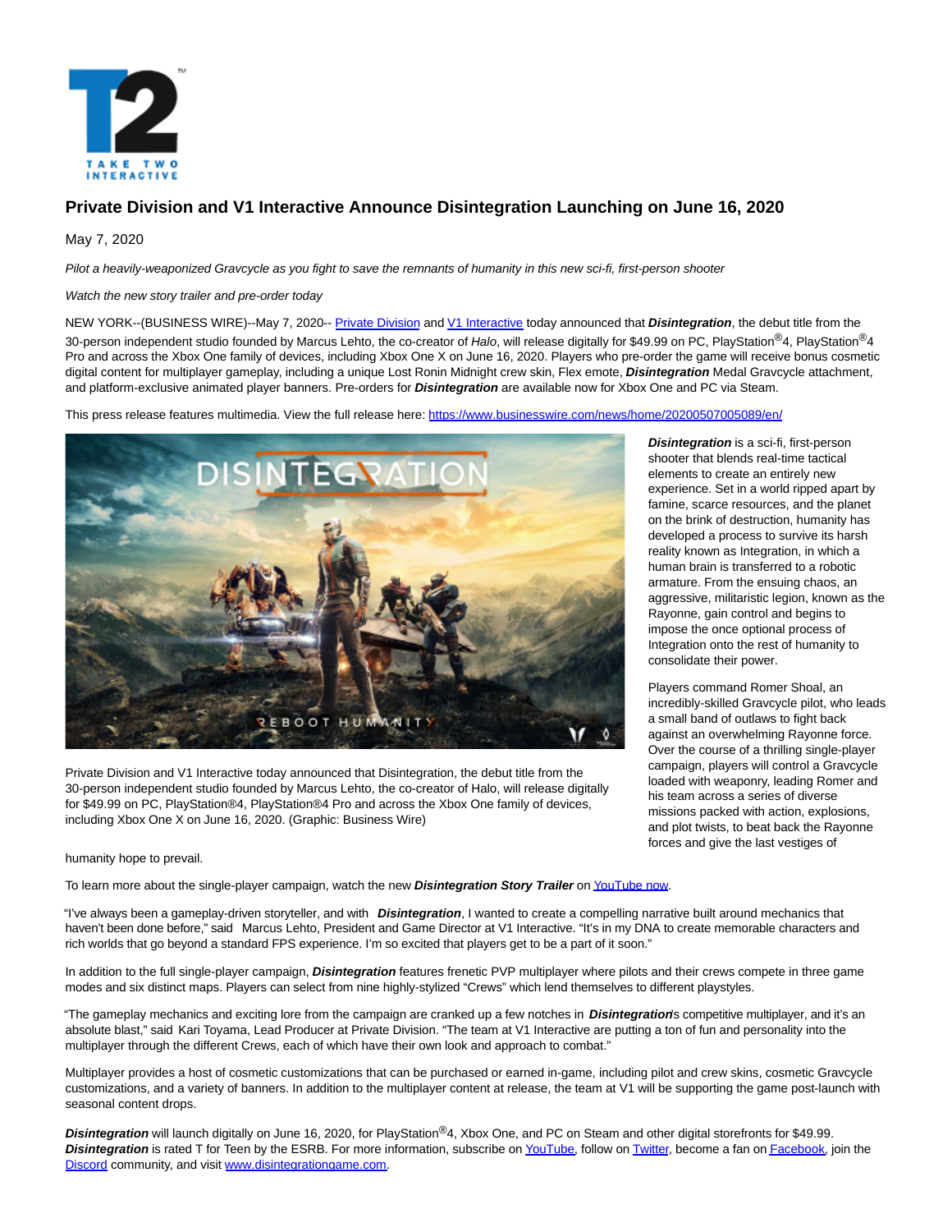# Private Division and V1 Interactive Announce Disintegration Launching on June 16, 2020

May 7, 2020

*Pilot a heavily-weaponized Gravcycle as you fight to save the remnants of humanity in this new sci-fi, first-person shooter*

*Watch the new story trailer and pre-order today*

NEW YORK--(BUSINESS WIRE)--May 7, 2020-- Private Division and V1 Interactive today announced that ***Disintegration***, the debut title from the 30-person independent studio founded by Marcus Lehto, the co-creator of *Halo*, will release digitally for $49.99 on PC, PlayStation®4, PlayStation®4 Pro and across the Xbox One family of devices, including Xbox One X on June 16, 2020. Players who pre-order the game will receive bonus cosmetic digital content for multiplayer gameplay, including a unique Lost Ronin Midnight crew skin, Flex emote, ***Disintegration*** Medal Gravcycle attachment, and platform-exclusive animated player banners. Pre-orders for ***Disintegration*** are available now for Xbox One and PC via Steam.

This press release features multimedia. View the full release here: https://www.businesswire.com/news/home/20200507005089/en/

Private Division and V1 Interactive today announced that Disintegration, the debut title from the 30-person independent studio founded by Marcus Lehto, the co-creator of Halo, will release digitally for $49.99 on PC, PlayStation®4, PlayStation®4 Pro and across the Xbox One family of devices, including Xbox One X on June 16, 2020. (Graphic: Business Wire)

***Disintegration*** is a sci-fi, first-person shooter that blends real-time tactical elements to create an entirely new experience. Set in a world ripped apart by famine, scarce resources, and the planet on the brink of destruction, humanity has developed a process to survive its harsh reality known as Integration, in which a human brain is transferred to a robotic armature. From the ensuing chaos, an aggressive, militaristic legion, known as the Rayonne, gain control and begins to impose the once optional process of Integration onto the rest of humanity to consolidate their power.

Players command Romer Shoal, an incredibly-skilled Gravcycle pilot, who leads a small band of outlaws to fight back against an overwhelming Rayonne force. Over the course of a thrilling single-player campaign, players will control a Gravcycle loaded with weaponry, leading Romer and his team across a series of diverse missions packed with action, explosions, and plot twists, to beat back the Rayonne forces and give the last vestiges of humanity hope to prevail.

To learn more about the single-player campaign, watch the new ***Disintegration Story Trailer*** on YouTube now.

"I've always been a gameplay-driven storyteller, and with ***Disintegration***, I wanted to create a compelling narrative built around mechanics that haven't been done before," said Marcus Lehto, President and Game Director at V1 Interactive. "It's in my DNA to create memorable characters and rich worlds that go beyond a standard FPS experience. I'm so excited that players get to be a part of it soon."

In addition to the full single-player campaign, ***Disintegration*** features frenetic PVP multiplayer where pilots and their crews compete in three game modes and six distinct maps. Players can select from nine highly-stylized "Crews" which lend themselves to different playstyles.

"The gameplay mechanics and exciting lore from the campaign are cranked up a few notches in ***Disintegration***'s competitive multiplayer, and it's an absolute blast," said Kari Toyama, Lead Producer at Private Division. "The team at V1 Interactive are putting a ton of fun and personality into the multiplayer through the different Crews, each of which have their own look and approach to combat."

Multiplayer provides a host of cosmetic customizations that can be purchased or earned in-game, including pilot and crew skins, cosmetic Gravcycle customizations, and a variety of banners. In addition to the multiplayer content at release, the team at V1 will be supporting the game post-launch with seasonal content drops.

***Disintegration*** will launch digitally on June 16, 2020, for PlayStation®4, Xbox One, and PC on Steam and other digital storefronts for $49.99. ***Disintegration*** is rated T for Teen by the ESRB. For more information, subscribe on YouTube, follow on Twitter, become a fan on Facebook, join the Discord community, and visit www.disintegrationgame.com.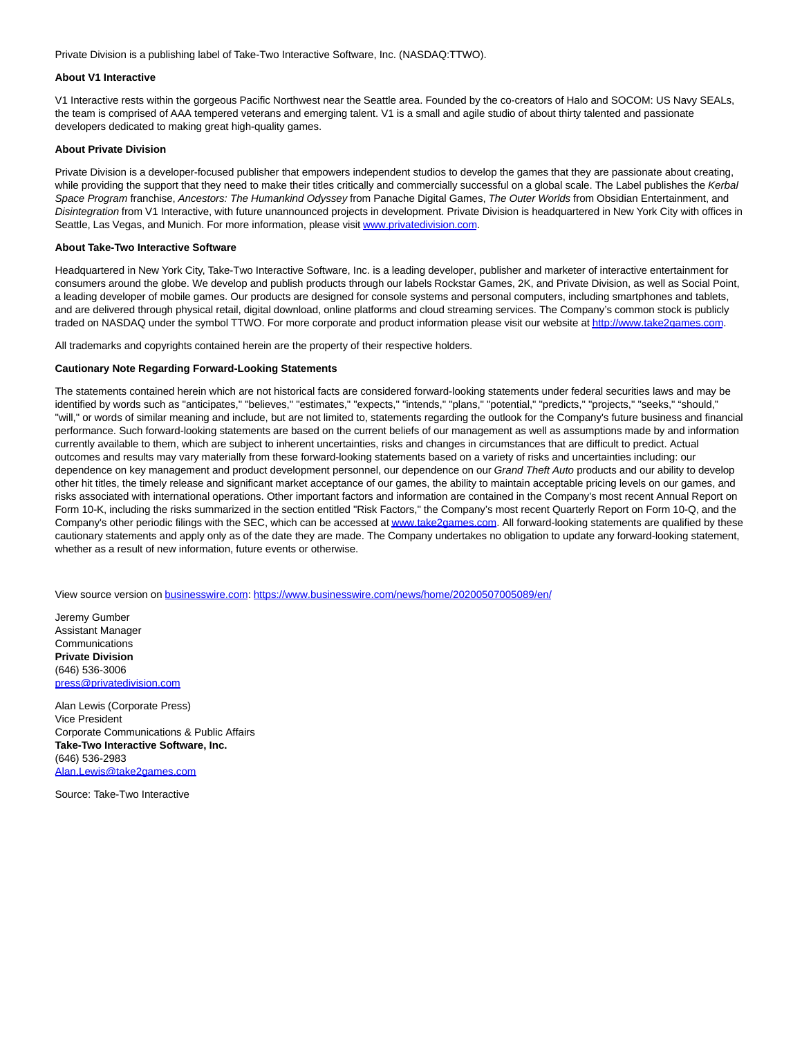Private Division is a publishing label of Take-Two Interactive Software, Inc. (NASDAQ:TTWO).

**About V1 Interactive**

V1 Interactive rests within the gorgeous Pacific Northwest near the Seattle area. Founded by the co-creators of Halo and SOCOM: US Navy SEALs, the team is comprised of AAA tempered veterans and emerging talent. V1 is a small and agile studio of about thirty talented and passionate developers dedicated to making great high-quality games.

**About Private Division**

Private Division is a developer-focused publisher that empowers independent studios to develop the games that they are passionate about creating, while providing the support that they need to make their titles critically and commercially successful on a global scale. The Label publishes the *Kerbal Space Program* franchise, *Ancestors: The Humankind Odyssey* from Panache Digital Games, *The Outer Worlds* from Obsidian Entertainment, and *Disintegration* from V1 Interactive, with future unannounced projects in development. Private Division is headquartered in New York City with offices in Seattle, Las Vegas, and Munich. For more information, please visit [www.privatedivision.com](www.privatedivision.com).

**About Take-Two Interactive Software**

Headquartered in New York City, Take-Two Interactive Software, Inc. is a leading developer, publisher and marketer of interactive entertainment for consumers around the globe. We develop and publish products through our labels Rockstar Games, 2K, and Private Division, as well as Social Point, a leading developer of mobile games. Our products are designed for console systems and personal computers, including smartphones and tablets, and are delivered through physical retail, digital download, online platforms and cloud streaming services. The Company's common stock is publicly traded on NASDAQ under the symbol TTWO. For more corporate and product information please visit our website at [http://www.take2games.com](http://www.take2games.com).

All trademarks and copyrights contained herein are the property of their respective holders.

**Cautionary Note Regarding Forward-Looking Statements**

The statements contained herein which are not historical facts are considered forward-looking statements under federal securities laws and may be identified by words such as "anticipates," "believes," "estimates," "expects," "intends," "plans," "potential," "predicts," "projects," "seeks," "should," "will," or words of similar meaning and include, but are not limited to, statements regarding the outlook for the Company's future business and financial performance. Such forward-looking statements are based on the current beliefs of our management as well as assumptions made by and information currently available to them, which are subject to inherent uncertainties, risks and changes in circumstances that are difficult to predict. Actual outcomes and results may vary materially from these forward-looking statements based on a variety of risks and uncertainties including: our dependence on key management and product development personnel, our dependence on our *Grand Theft Auto* products and our ability to develop other hit titles, the timely release and significant market acceptance of our games, the ability to maintain acceptable pricing levels on our games, and risks associated with international operations. Other important factors and information are contained in the Company's most recent Annual Report on Form 10-K, including the risks summarized in the section entitled "Risk Factors," the Company's most recent Quarterly Report on Form 10-Q, and the Company's other periodic filings with the SEC, which can be accessed at [www.take2games.com](www.take2games.com). All forward-looking statements are qualified by these cautionary statements and apply only as of the date they are made. The Company undertakes no obligation to update any forward-looking statement, whether as a result of new information, future events or otherwise.

View source version on [businesswire.com](businesswire.com): [https://www.businesswire.com/news/home/20200507005089/en/](https://www.businesswire.com/news/home/20200507005089/en/)

Jeremy Gumber
Assistant Manager
Communications
**Private Division**
(646) 536-3006
[press@privatedivision.com](mailto:press@privatedivision.com)

Alan Lewis (Corporate Press)
Vice President
Corporate Communications & Public Affairs
**Take-Two Interactive Software, Inc.**
(646) 536-2983
[Alan.Lewis@take2games.com](mailto:Alan.Lewis@take2games.com)

Source: Take-Two Interactive